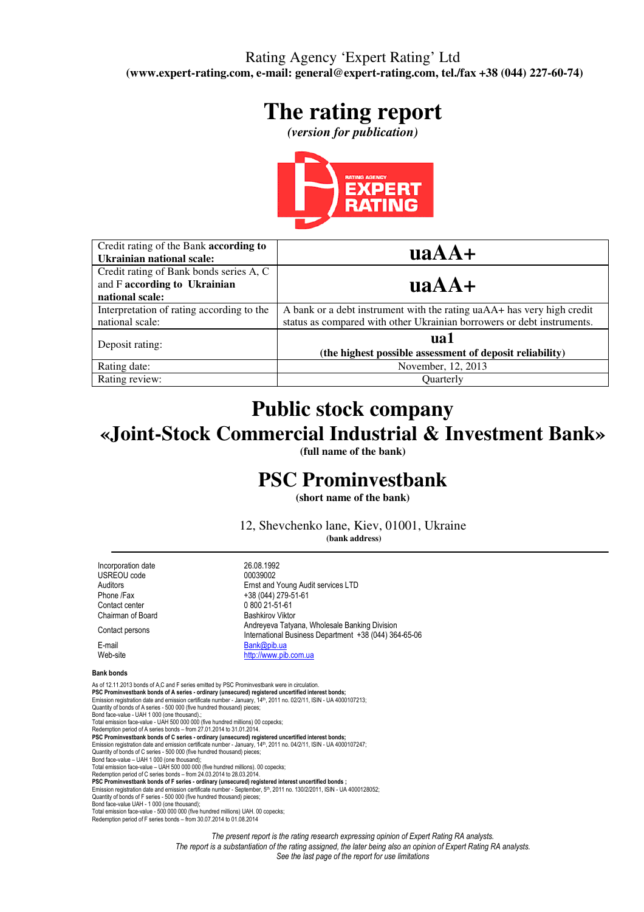Rating Agency 'Expert Rating' Ltd
**(www.expert-rating.com, e-mail: general@expert-rating.com, tel./fax +38 (044) 227-60-74)**

# The rating report

***(version for publication)***

| | |
|---|---|
| Credit rating of the Bank **according to Ukrainian national scale:** | **uaAA+** |
| Credit rating of Bank bonds series A, C and F **according to Ukrainian national scale:** | **uaAA+** |
| Interpretation of rating according to the national scale: | A bank or a debt instrument with the rating uaAA+ has very high credit status as compared with other Ukrainian borrowers or debt instruments. |
| Deposit rating: | **ua1** **(the highest possible assessment of deposit reliability)** |
| Rating date: | November, 12, 2013 |
| Rating review: | Quarterly |

# Public stock company «Joint-Stock Commercial Industrial & Investment Bank»

**(full name of the bank)**

# PSC Prominvestbank

**(short name of the bank)**

12, Shevchenko lane, Kiev, 01001, Ukraine
**(bank address)**

| | |
|---|---|
| Incorporation date | 26.08.1992 |
| USREOU code | 00039002 |
| Auditors | Ernst and Young Audit services LTD |
| Phone /Fax | +38 (044) 279-51-61 |
| Contact center | 0 800 21-51-61 |
| Chairman of Board | Bashkirov Viktor |
| Contact persons | Andreyeva Tatyana, Wholesale Banking Division International Business Department +38 (044) 364-65-06 |
| E-mail | Bank@pib.ua |
| Web-site | http://www.pib.com.ua |

**Bank bonds**

As of 12.11.2013 bonds of A,C and F series emitted by PSC Prominvestbank were in circulation.
**PSC Prominvestbank bonds of A series - ordinary (unsecured) registered uncertified interest bonds;**
Emission registration date and emission certificate number - January, 14th, 2011 no. 02/2/11, ISIN - UA 4000107213;
Quantity of bonds of A series - 500 000 (five hundred thousand) pieces;
Bond face-value - UAH 1 000 (one thousand).;
Total emission face-value - UAH 500 000 000 (five hundred millions) 00 copecks;
Redemption period of A series bonds – from 27.01.2014 to 31.01.2014.
**PSC Prominvestbank bonds of C series - ordinary (unsecured) registered uncertified interest bonds;**
Emission registration date and emission certificate number - January, 14th, 2011 no. 04/2/11, ISIN - UA 4000107247;
Quantity of bonds of C series - 500 000 (five hundred thousand) pieces;
Bond face-value – UAH 1 000 (one thousand);
Total emission face-value – UAH 500 000 000 (five hundred millions). 00 copecks;
Redemption period of C series bonds – from 24.03.2014 to 28.03.2014.
**PSC Prominvestbank bonds of F series - ordinary (unsecured) registered interest uncertified bonds ;**
Emission registration date and emission certificate number - September, 5th, 2011 no. 130/2/2011, ISIN - UA 4000128052;
Quantity of bonds of F series - 500 000 (five hundred thousand) pieces;
Bond face-value UAH - 1 000 (one thousand);
Total emission face-value - 500 000 000 (five hundred millions) UAH. 00 copecks;
Redemption period of F series bonds – from 30.07.2014 to 01.08.2014

*The present report is the rating research expressing opinion of Expert Rating RA analysts.*
*The report is a substantiation of the rating assigned, the later being also an opinion of Expert Rating RA analysts.*
*See the last page of the report for use limitations*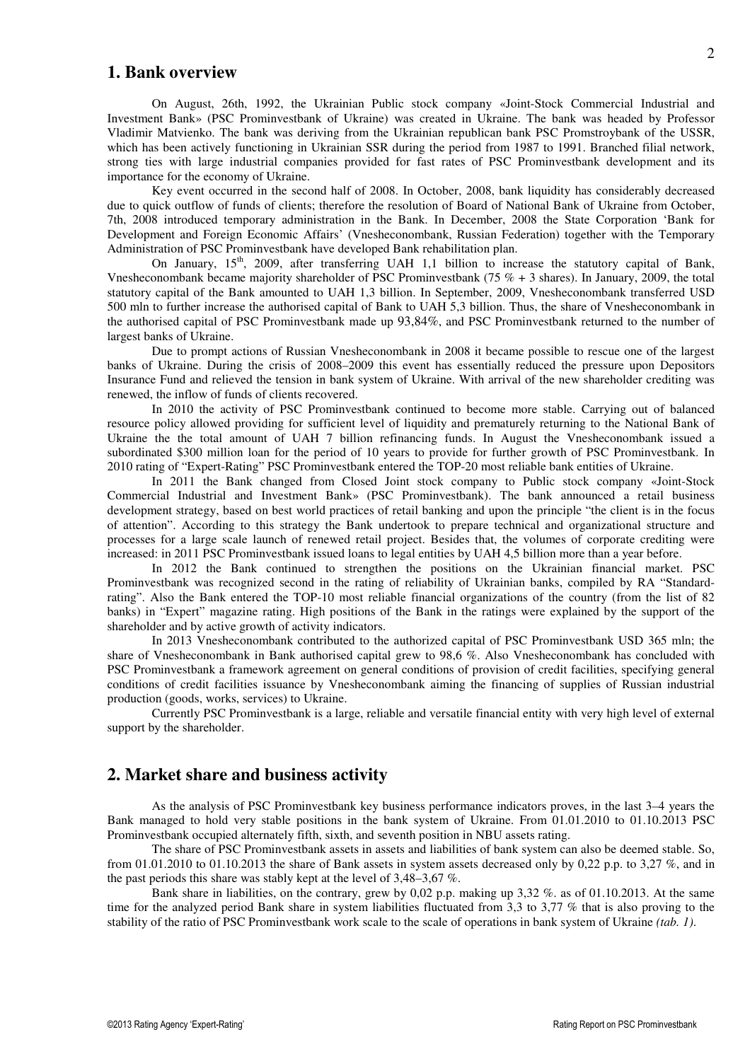## 1. Bank overview

On August, 26th, 1992, the Ukrainian Public stock company «Joint-Stock Commercial Industrial and Investment Bank» (PSC Prominvestbank of Ukraine) was created in Ukraine. The bank was headed by Professor Vladimir Matvienko. The bank was deriving from the Ukrainian republican bank PSC Promstroybank of the USSR, which has been actively functioning in Ukrainian SSR during the period from 1987 to 1991. Branched filial network, strong ties with large industrial companies provided for fast rates of PSC Prominvestbank development and its importance for the economy of Ukraine.

Key event occurred in the second half of 2008. In October, 2008, bank liquidity has considerably decreased due to quick outflow of funds of clients; therefore the resolution of Board of National Bank of Ukraine from October, 7th, 2008 introduced temporary administration in the Bank. In December, 2008 the State Corporation 'Bank for Development and Foreign Economic Affairs' (Vnesheconombank, Russian Federation) together with the Temporary Administration of PSC Prominvestbank have developed Bank rehabilitation plan.

On January, 15th, 2009, after transferring UAH 1,1 billion to increase the statutory capital of Bank, Vnesheconombank became majority shareholder of PSC Prominvestbank (75 % + 3 shares). In January, 2009, the total statutory capital of the Bank amounted to UAH 1,3 billion. In September, 2009, Vnesheconombank transferred USD 500 mln to further increase the authorised capital of Bank to UAH 5,3 billion. Thus, the share of Vnesheconombank in the authorised capital of PSC Prominvestbank made up 93,84%, and PSC Prominvestbank returned to the number of largest banks of Ukraine.

Due to prompt actions of Russian Vnesheconombank in 2008 it became possible to rescue one of the largest banks of Ukraine. During the crisis of 2008–2009 this event has essentially reduced the pressure upon Depositors Insurance Fund and relieved the tension in bank system of Ukraine. With arrival of the new shareholder crediting was renewed, the inflow of funds of clients recovered.

In 2010 the activity of PSC Prominvestbank continued to become more stable. Carrying out of balanced resource policy allowed providing for sufficient level of liquidity and prematurely returning to the National Bank of Ukraine the the total amount of UAH 7 billion refinancing funds. In August the Vnesheconombank issued a subordinated $300 million loan for the period of 10 years to provide for further growth of PSC Prominvestbank. In 2010 rating of "Expert-Rating" PSC Prominvestbank entered the TOP-20 most reliable bank entities of Ukraine.

In 2011 the Bank changed from Closed Joint stock company to Public stock company «Joint-Stock Commercial Industrial and Investment Bank» (PSC Prominvestbank). The bank announced a retail business development strategy, based on best world practices of retail banking and upon the principle "the client is in the focus of attention". According to this strategy the Bank undertook to prepare technical and organizational structure and processes for a large scale launch of renewed retail project. Besides that, the volumes of corporate crediting were increased: in 2011 PSC Prominvestbank issued loans to legal entities by UAH 4,5 billion more than a year before.

In 2012 the Bank continued to strengthen the positions on the Ukrainian financial market. PSC Prominvestbank was recognized second in the rating of reliability of Ukrainian banks, compiled by RA "Standard-rating". Also the Bank entered the TOP-10 most reliable financial organizations of the country (from the list of 82 banks) in "Expert" magazine rating. High positions of the Bank in the ratings were explained by the support of the shareholder and by active growth of activity indicators.

In 2013 Vnesheconombank contributed to the authorized capital of PSC Prominvestbank USD 365 mln; the share of Vnesheconombank in Bank authorised capital grew to 98,6 %. Also Vnesheconombank has concluded with PSC Prominvestbank a framework agreement on general conditions of provision of credit facilities, specifying general conditions of credit facilities issuance by Vnesheconombank aiming the financing of supplies of Russian industrial production (goods, works, services) to Ukraine.

Currently PSC Prominvestbank is a large, reliable and versatile financial entity with very high level of external support by the shareholder.

## 2. Market share and business activity

As the analysis of PSC Prominvestbank key business performance indicators proves, in the last 3–4 years the Bank managed to hold very stable positions in the bank system of Ukraine. From 01.01.2010 to 01.10.2013 PSC Prominvestbank occupied alternately fifth, sixth, and seventh position in NBU assets rating.

The share of PSC Prominvestbank assets in assets and liabilities of bank system can also be deemed stable. So, from 01.01.2010 to 01.10.2013 the share of Bank assets in system assets decreased only by 0,22 p.p. to 3,27 %, and in the past periods this share was stably kept at the level of 3,48–3,67 %.

Bank share in liabilities, on the contrary, grew by 0,02 p.p. making up 3,32 %. as of 01.10.2013. At the same time for the analyzed period Bank share in system liabilities fluctuated from 3,3 to 3,77 % that is also proving to the stability of the ratio of PSC Prominvestbank work scale to the scale of operations in bank system of Ukraine *(tab. 1)*.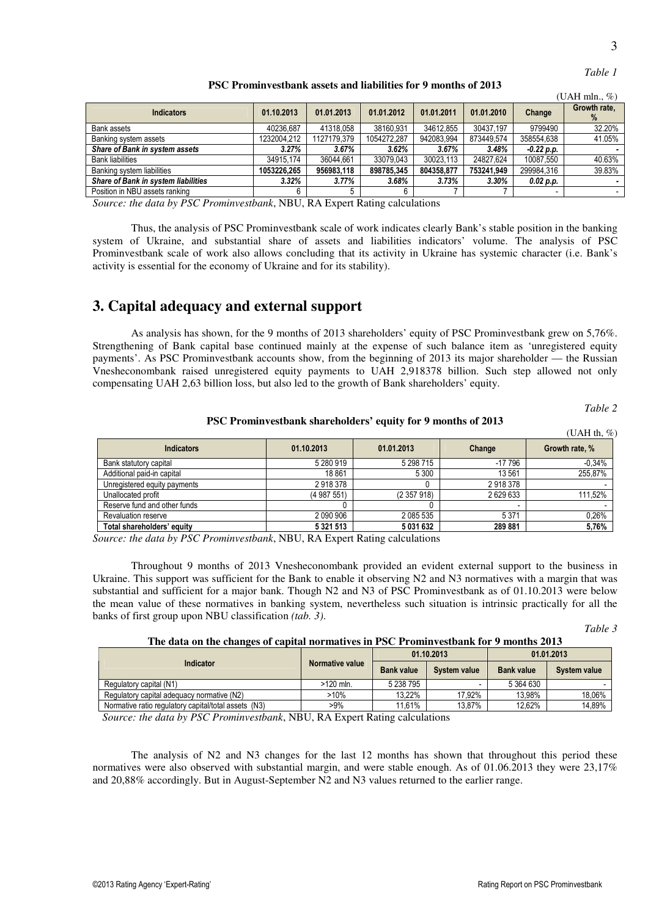*Table 1*

**PSC Prominvestbank assets and liabilities for 9 months of 2013**

(UAH mln., %)

| Indicators | 01.10.2013 | 01.01.2013 | 01.01.2012 | 01.01.2011 | 01.01.2010 | Change | Growth rate, % |
|---|---|---|---|---|---|---|---|
| Bank assets | 40236,687 | 41318,058 | 38160,931 | 34612,855 | 30437,197 | 9799490 | 32.20% |
| Banking system assets | 1232004,212 | 1127179,379 | 1054272,287 | 942083,994 | 873449,574 | 358554,638 | 41.05% |
| ***Share of Bank in system assets*** | ***3.27%*** | ***3.67%*** | ***3.62%*** | ***3.67%*** | ***3.48%*** | ***-0.22 p.p.*** | **-** |
| Bank liabilities | 34915,174 | 36044,661 | 33079,043 | 30023,113 | 24827,624 | 10087,550 | 40.63% |
| Banking system liabilities | **1053226,265** | **956983,118** | **898785,345** | **804358,877** | **753241,949** | 299984,316 | 39.83% |
| ***Share of Bank in system liabilities*** | ***3.32%*** | ***3.77%*** | ***3.68%*** | ***3.73%*** | ***3.30%*** | ***0.02 p.p.*** | **-** |
| Position in NBU assets ranking | 6 | 5 | 6 | 7 | 7 | - | - |

*Source: the data by PSC Prominvestbank*, NBU, RA Expert Rating calculations

Thus, the analysis of PSC Prominvestbank scale of work indicates clearly Bank's stable position in the banking system of Ukraine, and substantial share of assets and liabilities indicators' volume. The analysis of PSC Prominvestbank scale of work also allows concluding that its activity in Ukraine has systemic character (i.e. Bank's activity is essential for the economy of Ukraine and for its stability).

# 3. Capital adequacy and external support

As analysis has shown, for the 9 months of 2013 shareholders' equity of PSC Prominvestbank grew on 5,76%. Strengthening of Bank capital base continued mainly at the expense of such balance item as 'unregistered equity payments'. As PSC Prominvestbank accounts show, from the beginning of 2013 its major shareholder — the Russian Vnesheconombank raised unregistered equity payments to UAH 2,918378 billion. Such step allowed not only compensating UAH 2,63 billion loss, but also led to the growth of Bank shareholders' equity.

*Table 2*

**PSC Prominvestbank shareholders' equity for 9 months of 2013**

(UAH th, %)

| Indicators | 01.10.2013 | 01.01.2013 | Change | Growth rate, % |
|---|---|---|---|---|
| Bank statutory capital | 5 280 919 | 5 298 715 | -17 796 | -0,34% |
| Additional paid-in capital | 18 861 | 5 300 | 13 561 | 255,87% |
| Unregistered equity payments | 2 918 378 | 0 | 2 918 378 | - |
| Unallocated profit | (4 987 551) | (2 357 918) | 2 629 633 | 111,52% |
| Reserve fund and other funds | 0 | 0 | - | - |
| Revaluation reserve | 2 090 906 | 2 085 535 | 5 371 | 0,26% |
| **Total shareholders' equity** | **5 321 513** | **5 031 632** | **289 881** | **5,76%** |

*Source: the data by PSC Prominvestbank*, NBU, RA Expert Rating calculations

Throughout 9 months of 2013 Vnesheconombank provided an evident external support to the business in Ukraine. This support was sufficient for the Bank to enable it observing N2 and N3 normatives with a margin that was substantial and sufficient for a major bank. Though N2 and N3 of PSC Prominvestbank as of 01.10.2013 were below the mean value of these normatives in banking system, nevertheless such situation is intrinsic practically for all the banks of first group upon NBU classification *(tab. 3)*.

*Table 3*

**The data on the changes of capital normatives in PSC Prominvestbank for 9 months 2013**

| Indicator | Normative value | 01.10.2013 | | 01.01.2013 | |
|---|---|---|---|---|---|
| | | Bank value | System value | Bank value | System value |
| Regulatory capital (N1) | >120 mln. | 5 238 795 | - | 5 364 630 | - |
| Regulatory capital adequacy normative (N2) | >10% | 13,22% | 17,92% | 13,98% | 18,06% |
| Normative ratio regulatory capital/total assets (N3) | >9% | 11,61% | 13,87% | 12,62% | 14,89% |

*Source: the data by PSC Prominvestbank*, NBU, RA Expert Rating calculations

The analysis of N2 and N3 changes for the last 12 months has shown that throughout this period these normatives were also observed with substantial margin, and were stable enough. As of 01.06.2013 they were 23,17% and 20,88% accordingly. But in August-September N2 and N3 values returned to the earlier range.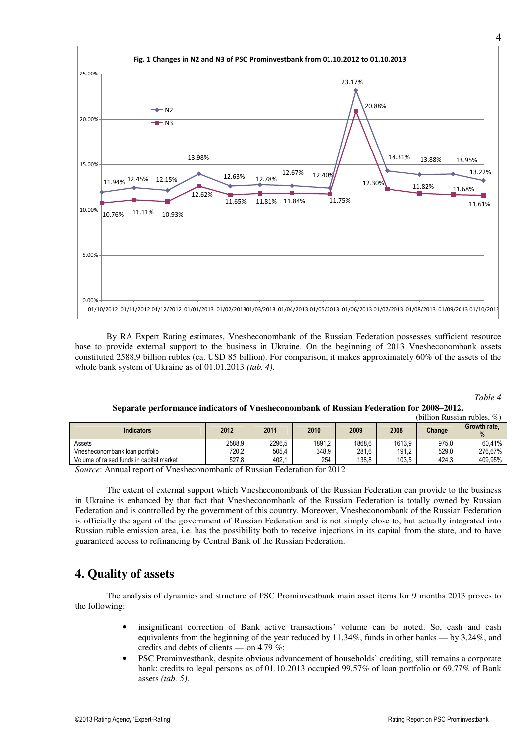**Fig. 1 Changes in N2 and N3 of PSC Prominvestbank from 01.10.2012 to 01.10.2013**

| Date | N2 | N3 |
|---|---|---|
| 01/10/2012 | 11.94% | 10.76% |
| 01/11/2012 | 12.45% | 11.11% |
| 01/12/2012 | 12.15% | 10.93% |
| 01/01/2013 | 13.98% | 12.62% |
| 01/02/2013 | 12.63% | 11.65% |
| 01/03/2013 | 12.78% | 11.81% |
| 01/04/2013 | 12.67% | 11.84% |
| 01/05/2013 | 12.40% | 11.75% |
| 01/06/2013 | 23.17% | 20.88% |
| 01/07/2013 | 14.31% | 12.30% |
| 01/08/2013 | 13.88% | 11.82% |
| 01/09/2013 | 13.95% | 11.68% |
| 01/10/2013 | 13.22% | 11.61% |

By RA Expert Rating estimates, Vnesheconombank of the Russian Federation possesses sufficient resource base to provide external support to the business in Ukraine. On the beginning of 2013 Vnesheconombank assets constituted 2588,9 billion rubles (ca. USD 85 billion). For comparison, it makes approximately 60% of the assets of the whole bank system of Ukraine as of 01.01.2013 *(tab. 4)*.

*Table 4*

**Separate performance indicators of Vnesheconombank of Russian Federation for 2008–2012.**

(billion Russian rubles, %)

| Indicators | 2012 | 2011 | 2010 | 2009 | 2008 | Change | Growth rate, % |
|---|---|---|---|---|---|---|---|
| Assets | 2588,9 | 2296,5 | 1891,2 | 1868,6 | 1613,9 | 975,0 | 60,41% |
| Vnesheconombank loan portfolio | 720,2 | 505,4 | 348,9 | 281,6 | 191,2 | 529,0 | 276,67% |
| Volume of raised funds in capital market | 527,8 | 402,1 | 254 | 138,8 | 103,5 | 424,3 | 409,95% |

*Source*: Annual report of Vnesheconombank of Russian Federation for 2012

The extent of external support which Vnesheconombank of the Russian Federation can provide to the business in Ukraine is enhanced by that fact that Vnesheconombank of the Russian Federation is totally owned by Russian Federation and is controlled by the government of this country. Moreover, Vnesheconombank of the Russian Federation is officially the agent of the government of Russian Federation and is not simply close to, but actually integrated into Russian ruble emission area, i.e. has the possibility both to receive injections in its capital from the state, and to have guaranteed access to refinancing by Central Bank of the Russian Federation.

## 4. Quality of assets

The analysis of dynamics and structure of PSC Prominvestbank main asset items for 9 months 2013 proves to the following:

- insignificant correction of Bank active transactions' volume can be noted. So, cash and cash equivalents from the beginning of the year reduced by 11,34%, funds in other banks — by 3,24%, and credits and debts of clients — on 4,79 %;
- PSC Prominvestbank, despite obvious advancement of households' crediting, still remains a corporate bank: credits to legal persons as of 01.10.2013 occupied 99,57% of loan portfolio or 69,77% of Bank assets *(tab. 5)*.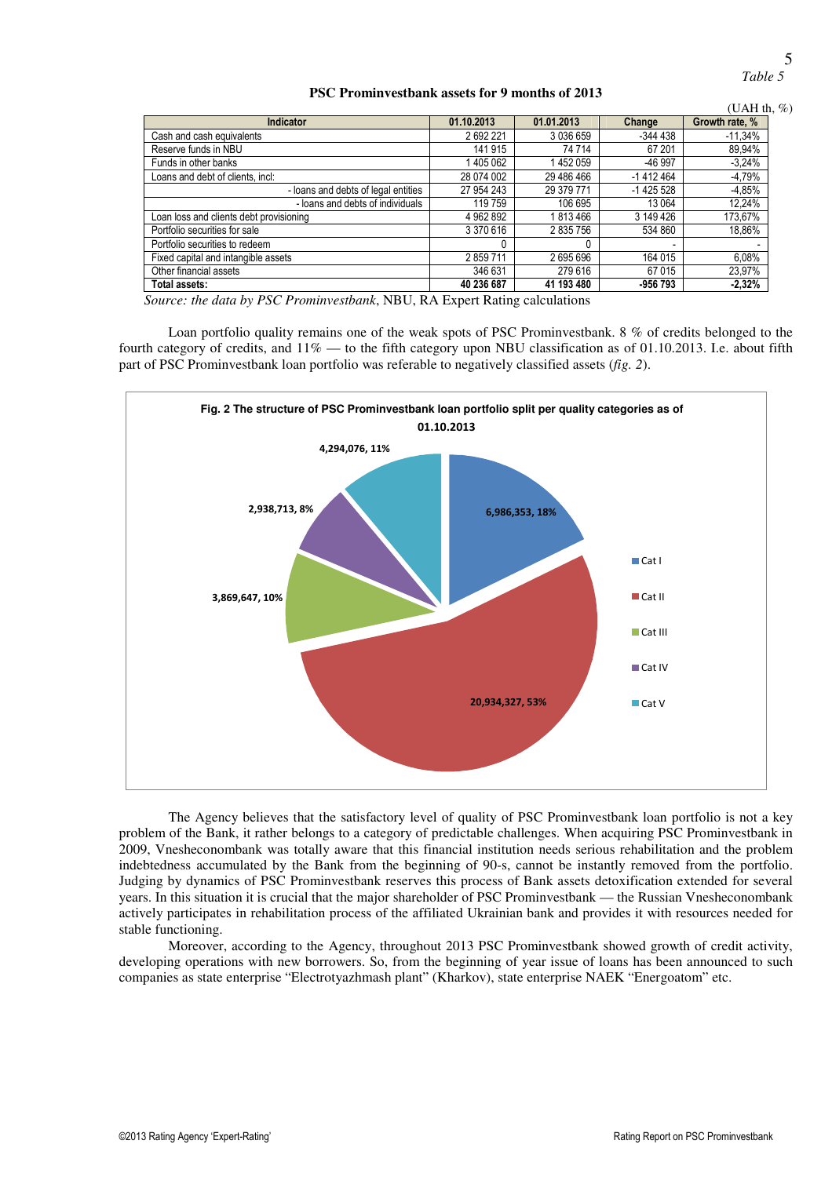*Table 5*

**PSC Prominvestbank assets for 9 months of 2013**

(UAH th, %)

| Indicator | 01.10.2013 | 01.01.2013 | Change | Growth rate, % |
|---|---|---|---|---|
| Cash and cash equivalents | 2 692 221 | 3 036 659 | -344 438 | -11,34% |
| Reserve funds in NBU | 141 915 | 74 714 | 67 201 | 89,94% |
| Funds in other banks | 1 405 062 | 1 452 059 | -46 997 | -3,24% |
| Loans and debt of clients, incl: | 28 074 002 | 29 486 466 | -1 412 464 | -4,79% |
| - loans and debts of legal entities | 27 954 243 | 29 379 771 | -1 425 528 | -4,85% |
| - loans and debts of individuals | 119 759 | 106 695 | 13 064 | 12,24% |
| Loan loss and clients debt provisioning | 4 962 892 | 1 813 466 | 3 149 426 | 173,67% |
| Portfolio securities for sale | 3 370 616 | 2 835 756 | 534 860 | 18,86% |
| Portfolio securities to redeem | 0 | 0 | - | - |
| Fixed capital and intangible assets | 2 859 711 | 2 695 696 | 164 015 | 6,08% |
| Other financial assets | 346 631 | 279 616 | 67 015 | 23,97% |
| **Total assets:** | **40 236 687** | **41 193 480** | **-956 793** | **-2,32%** |

*Source: the data by PSC Prominvestbank*, NBU, RA Expert Rating calculations

Loan portfolio quality remains one of the weak spots of PSC Prominvestbank. 8 % of credits belonged to the fourth category of credits, and 11% — to the fifth category upon NBU classification as of 01.10.2013. I.e. about fifth part of PSC Prominvestbank loan portfolio was referable to negatively classified assets (*fig. 2*).

**Fig. 2 The structure of PSC Prominvestbank loan portfolio split per quality categories as of 01.10.2013**

| Category | Amount | Share |
|---|---|---|
| Cat I | 6,986,353 | 18% |
| Cat II | 20,934,327 | 53% |
| Cat III | 3,869,647 | 10% |
| Cat IV | 2,938,713 | 8% |
| Cat V | 4,294,076 | 11% |

The Agency believes that the satisfactory level of quality of PSC Prominvestbank loan portfolio is not a key problem of the Bank, it rather belongs to a category of predictable challenges. When acquiring PSC Prominvestbank in 2009, Vnesheconombank was totally aware that this financial institution needs serious rehabilitation and the problem indebtedness accumulated by the Bank from the beginning of 90-s, cannot be instantly removed from the portfolio. Judging by dynamics of PSC Prominvestbank reserves this process of Bank assets detoxification extended for several years. In this situation it is crucial that the major shareholder of PSC Prominvestbank — the Russian Vnesheconombank actively participates in rehabilitation process of the affiliated Ukrainian bank and provides it with resources needed for stable functioning.

Moreover, according to the Agency, throughout 2013 PSC Prominvestbank showed growth of credit activity, developing operations with new borrowers. So, from the beginning of year issue of loans has been announced to such companies as state enterprise "Electrotyazhmash plant" (Kharkov), state enterprise NAEK "Energoatom" etc.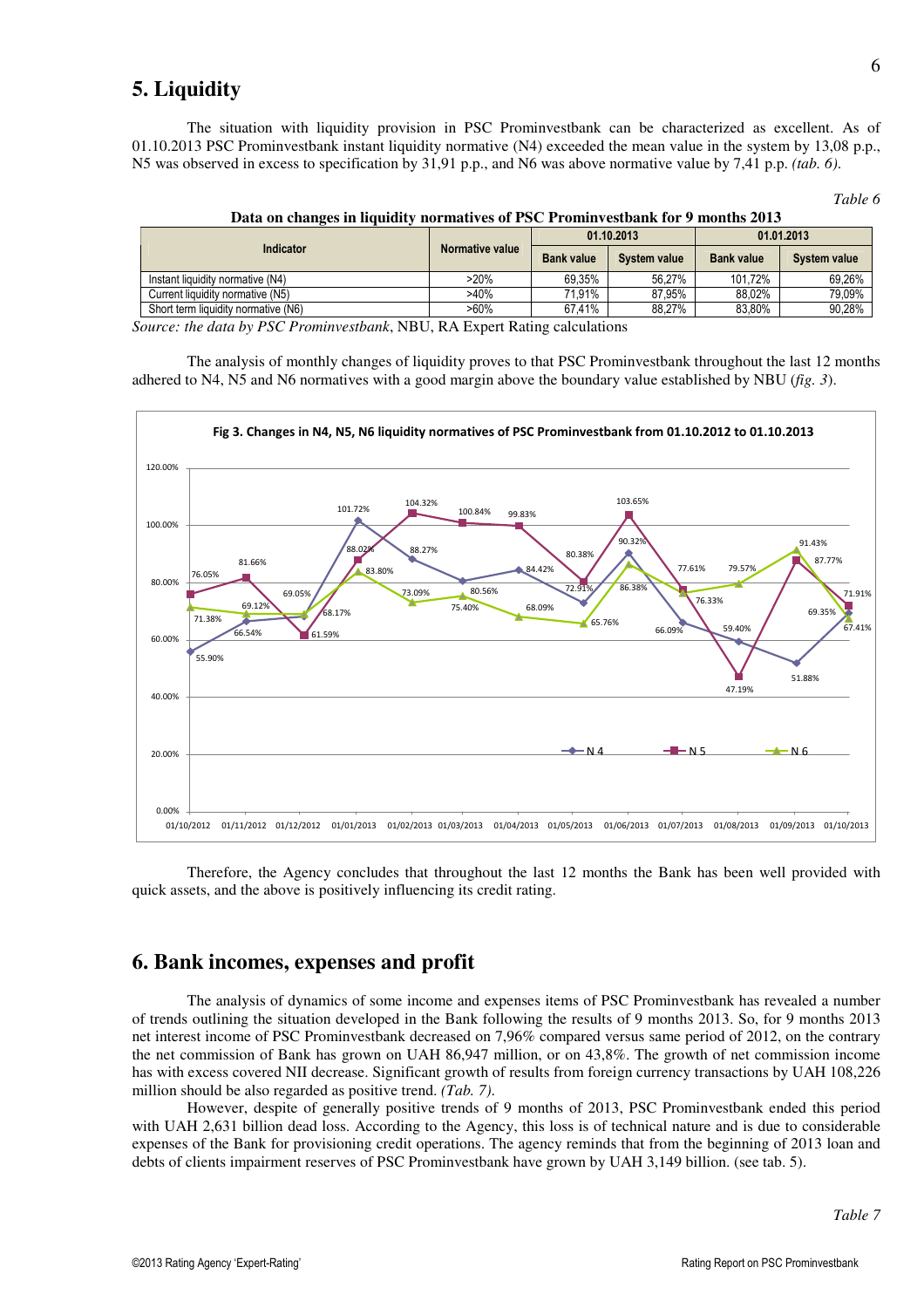## 5. Liquidity

The situation with liquidity provision in PSC Prominvestbank can be characterized as excellent. As of 01.10.2013 PSC Prominvestbank instant liquidity normative (N4) exceeded the mean value in the system by 13,08 p.p., N5 was observed in excess to specification by 31,91 p.p., and N6 was above normative value by 7,41 p.p. *(tab. 6).*

*Table 6*

**Data on changes in liquidity normatives of PSC Prominvestbank for 9 months 2013**

| Indicator | Normative value | 01.10.2013 | | 01.01.2013 | |
|---|---|---|---|---|---|
| | | Bank value | System value | Bank value | System value |
| Instant liquidity normative (N4) | >20% | 69,35% | 56,27% | 101,72% | 69,26% |
| Current liquidity normative (N5) | >40% | 71,91% | 87,95% | 88,02% | 79,09% |
| Short term liquidity normative (N6) | >60% | 67,41% | 88,27% | 83,80% | 90,28% |

*Source: the data by PSC Prominvestbank*, NBU, RA Expert Rating calculations

The analysis of monthly changes of liquidity proves to that PSC Prominvestbank throughout the last 12 months adhered to N4, N5 and N6 normatives with a good margin above the boundary value established by NBU (*fig. 3*).

**Fig 3. Changes in N4, N5, N6 liquidity normatives of PSC Prominvestbank from 01.10.2012 to 01.10.2013**

| Date | N 4 | N 5 | N 6 |
|---|---|---|---|
| 01/10/2012 | 55.90% | 76.05% | 71.38% |
| 01/11/2012 | 66.54% | 81.66% | 69.12% |
| 01/12/2012 | 68.17% | 61.59% | 69.05% |
| 01/01/2013 | 101.72% | 88.02% | 83.80% |
| 01/02/2013 | 88.27% | 104.32% | 73.09% |
| 01/03/2013 | 80.56% | 100.84% | 75.40% |
| 01/04/2013 | 84.42% | 99.83% | 68.09% |
| 01/05/2013 | 72.91% | 80.38% | 65.76% |
| 01/06/2013 | 90.32% | 103.65% | 86.38% |
| 01/07/2013 | 66.09% | 77.61% | 76.33% |
| 01/08/2013 | 59.40% | 47.19% | 79.57% |
| 01/09/2013 | 51.88% | 87.77% | 91.43% |
| 01/10/2013 | 69.35% | 71.91% | 67.41% |

Therefore, the Agency concludes that throughout the last 12 months the Bank has been well provided with quick assets, and the above is positively influencing its credit rating.

## 6. Bank incomes, expenses and profit

The analysis of dynamics of some income and expenses items of PSC Prominvestbank has revealed a number of trends outlining the situation developed in the Bank following the results of 9 months 2013. So, for 9 months 2013 net interest income of PSC Prominvestbank decreased on 7,96% compared versus same period of 2012, on the contrary the net commission of Bank has grown on UAH 86,947 million, or on 43,8%. The growth of net commission income has with excess covered NII decrease. Significant growth of results from foreign currency transactions by UAH 108,226 million should be also regarded as positive trend. *(Tab. 7).*

However, despite of generally positive trends of 9 months of 2013, PSC Prominvestbank ended this period with UAH 2,631 billion dead loss. According to the Agency, this loss is of technical nature and is due to considerable expenses of the Bank for provisioning credit operations. The agency reminds that from the beginning of 2013 loan and debts of clients impairment reserves of PSC Prominvestbank have grown by UAH 3,149 billion. (see tab. 5).

*Table 7*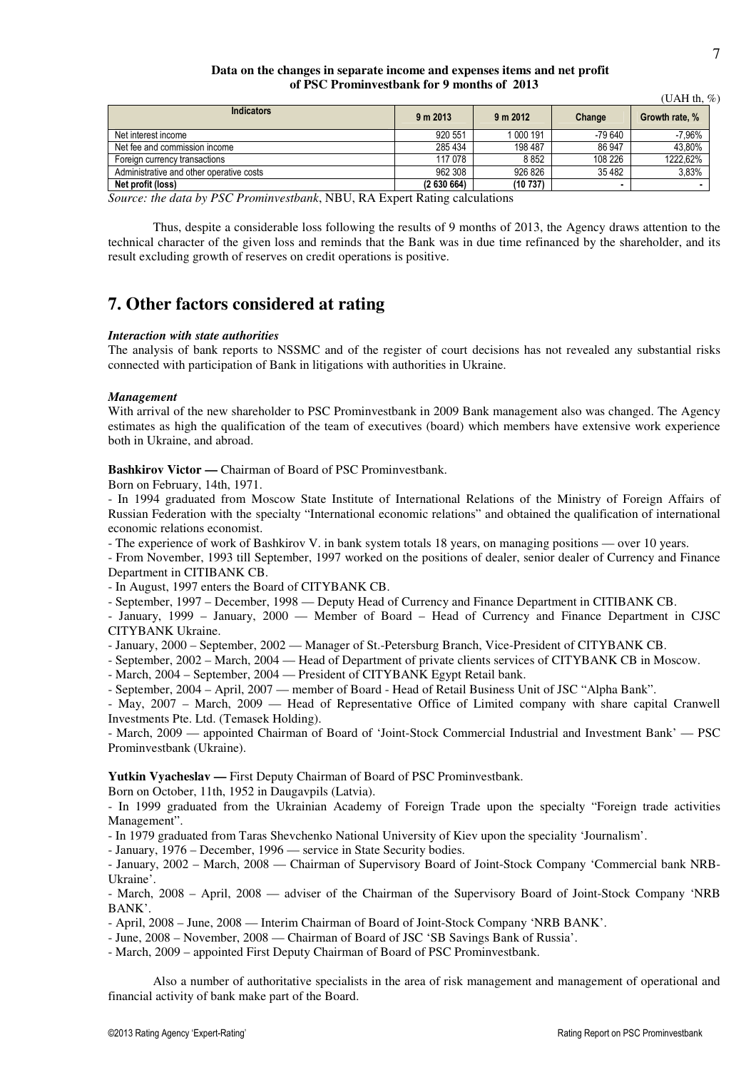**Data on the changes in separate income and expenses items and net profit of PSC Prominvestbank for 9 months of 2013**

(UAH th, %)

| Indicators | 9 m 2013 | 9 m 2012 | Change | Growth rate, % |
|---|---|---|---|---|
| Net interest income | 920 551 | 1 000 191 | -79 640 | -7,96% |
| Net fee and commission income | 285 434 | 198 487 | 86 947 | 43,80% |
| Foreign currency transactions | 117 078 | 8 852 | 108 226 | 1222,62% |
| Administrative and other operative costs | 962 308 | 926 826 | 35 482 | 3,83% |
| **Net profit (loss)** | **(2 630 664)** | **(10 737)** | **-** | **-** |

*Source: the data by PSC Prominvestbank*, NBU, RA Expert Rating calculations

Thus, despite a considerable loss following the results of 9 months of 2013, the Agency draws attention to the technical character of the given loss and reminds that the Bank was in due time refinanced by the shareholder, and its result excluding growth of reserves on credit operations is positive.

# 7. Other factors considered at rating

***Interaction with state authorities***

The analysis of bank reports to NSSMC and of the register of court decisions has not revealed any substantial risks connected with participation of Bank in litigations with authorities in Ukraine.

***Management***

With arrival of the new shareholder to PSC Prominvestbank in 2009 Bank management also was changed. The Agency estimates as high the qualification of the team of executives (board) which members have extensive work experience both in Ukraine, and abroad.

**Bashkirov Victor —** Chairman of Board of PSC Prominvestbank.

Born on February, 14th, 1971.

- In 1994 graduated from Moscow State Institute of International Relations of the Ministry of Foreign Affairs of Russian Federation with the specialty "International economic relations" and obtained the qualification of international economic relations economist.
- The experience of work of Bashkirov V. in bank system totals 18 years, on managing positions — over 10 years.
- From November, 1993 till September, 1997 worked on the positions of dealer, senior dealer of Currency and Finance Department in CITIBANK CB.
- In August, 1997 enters the Board of CITYBANK CB.
- September, 1997 – December, 1998 — Deputy Head of Currency and Finance Department in CITIBANK CB.
- January, 1999 – January, 2000 — Member of Board – Head of Currency and Finance Department in CJSC CITYBANK Ukraine.
- January, 2000 – September, 2002 — Manager of St.-Petersburg Branch, Vice-President of CITYBANK CB.
- September, 2002 – March, 2004 — Head of Department of private clients services of CITYBANK CB in Moscow.
- March, 2004 – September, 2004 — President of CITYBANK Egypt Retail bank.
- September, 2004 – April, 2007 — member of Board - Head of Retail Business Unit of JSC "Alpha Bank".
- May, 2007 – March, 2009 — Head of Representative Office of Limited company with share capital Cranwell Investments Pte. Ltd. (Temasek Holding).
- March, 2009 — appointed Chairman of Board of 'Joint-Stock Commercial Industrial and Investment Bank' — PSC Prominvestbank (Ukraine).

**Yutkin Vyacheslav —** First Deputy Chairman of Board of PSC Prominvestbank.

Born on October, 11th, 1952 in Daugavpils (Latvia).

- In 1999 graduated from the Ukrainian Academy of Foreign Trade upon the specialty "Foreign trade activities Management".
- In 1979 graduated from Taras Shevchenko National University of Kiev upon the speciality 'Journalism'.
- January, 1976 – December, 1996 — service in State Security bodies.
- January, 2002 – March, 2008 — Chairman of Supervisory Board of Joint-Stock Company 'Commercial bank NRB-Ukraine'.
- March, 2008 – April, 2008 — adviser of the Chairman of the Supervisory Board of Joint-Stock Company 'NRB BANK'.
- April, 2008 – June, 2008 — Interim Chairman of Board of Joint-Stock Company 'NRB BANK'.
- June, 2008 – November, 2008 — Chairman of Board of JSC 'SB Savings Bank of Russia'.
- March, 2009 – appointed First Deputy Chairman of Board of PSC Prominvestbank.

Also a number of authoritative specialists in the area of risk management and management of operational and financial activity of bank make part of the Board.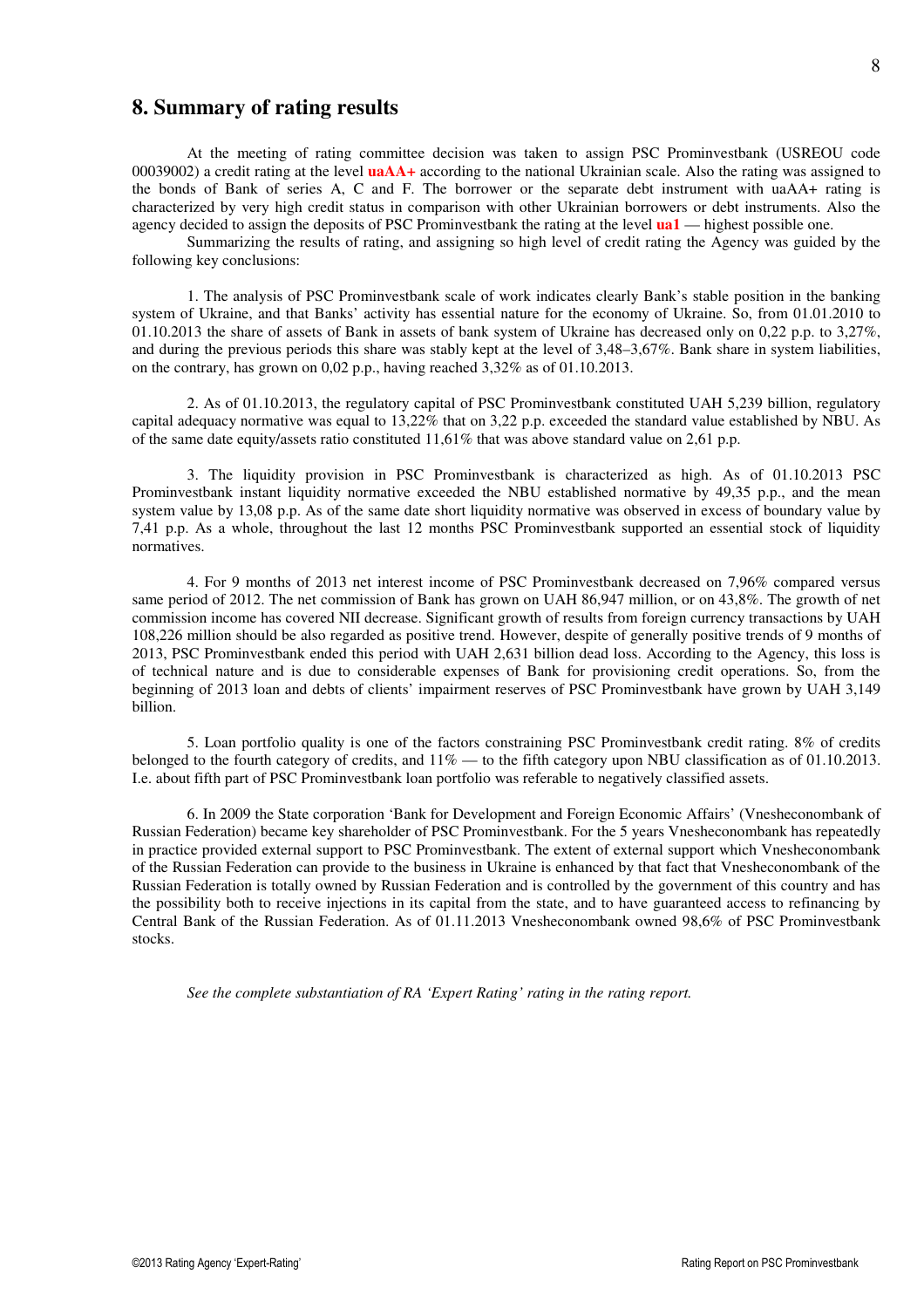## 8. Summary of rating results

At the meeting of rating committee decision was taken to assign PSC Prominvestbank (USREOU code 00039002) a credit rating at the level **uaAA+** according to the national Ukrainian scale. Also the rating was assigned to the bonds of Bank of series A, C and F. The borrower or the separate debt instrument with uaAA+ rating is characterized by very high credit status in comparison with other Ukrainian borrowers or debt instruments. Also the agency decided to assign the deposits of PSC Prominvestbank the rating at the level **ua1** — highest possible one.

Summarizing the results of rating, and assigning so high level of credit rating the Agency was guided by the following key conclusions:

1. The analysis of PSC Prominvestbank scale of work indicates clearly Bank's stable position in the banking system of Ukraine, and that Banks' activity has essential nature for the economy of Ukraine. So, from 01.01.2010 to 01.10.2013 the share of assets of Bank in assets of bank system of Ukraine has decreased only on 0,22 p.p. to 3,27%, and during the previous periods this share was stably kept at the level of 3,48–3,67%. Bank share in system liabilities, on the contrary, has grown on 0,02 p.p., having reached 3,32% as of 01.10.2013.

2. As of 01.10.2013, the regulatory capital of PSC Prominvestbank constituted UAH 5,239 billion, regulatory capital adequacy normative was equal to 13,22% that on 3,22 p.p. exceeded the standard value established by NBU. As of the same date equity/assets ratio constituted 11,61% that was above standard value on 2,61 p.p.

3. The liquidity provision in PSC Prominvestbank is characterized as high. As of 01.10.2013 PSC Prominvestbank instant liquidity normative exceeded the NBU established normative by 49,35 p.p., and the mean system value by 13,08 p.p. As of the same date short liquidity normative was observed in excess of boundary value by 7,41 p.p. As a whole, throughout the last 12 months PSC Prominvestbank supported an essential stock of liquidity normatives.

4. For 9 months of 2013 net interest income of PSC Prominvestbank decreased on 7,96% compared versus same period of 2012. The net commission of Bank has grown on UAH 86,947 million, or on 43,8%. The growth of net commission income has covered NII decrease. Significant growth of results from foreign currency transactions by UAH 108,226 million should be also regarded as positive trend. However, despite of generally positive trends of 9 months of 2013, PSC Prominvestbank ended this period with UAH 2,631 billion dead loss. According to the Agency, this loss is of technical nature and is due to considerable expenses of Bank for provisioning credit operations. So, from the beginning of 2013 loan and debts of clients' impairment reserves of PSC Prominvestbank have grown by UAH 3,149 billion.

5. Loan portfolio quality is one of the factors constraining PSC Prominvestbank credit rating. 8% of credits belonged to the fourth category of credits, and 11% — to the fifth category upon NBU classification as of 01.10.2013. I.e. about fifth part of PSC Prominvestbank loan portfolio was referable to negatively classified assets.

6. In 2009 the State corporation 'Bank for Development and Foreign Economic Affairs' (Vnesheconombank of Russian Federation) became key shareholder of PSC Prominvestbank. For the 5 years Vnesheconombank has repeatedly in practice provided external support to PSC Prominvestbank. The extent of external support which Vnesheconombank of the Russian Federation can provide to the business in Ukraine is enhanced by that fact that Vnesheconombank of the Russian Federation is totally owned by Russian Federation and is controlled by the government of this country and has the possibility both to receive injections in its capital from the state, and to have guaranteed access to refinancing by Central Bank of the Russian Federation. As of 01.11.2013 Vnesheconombank owned 98,6% of PSC Prominvestbank stocks.

*See the complete substantiation of RA 'Expert Rating' rating in the rating report.*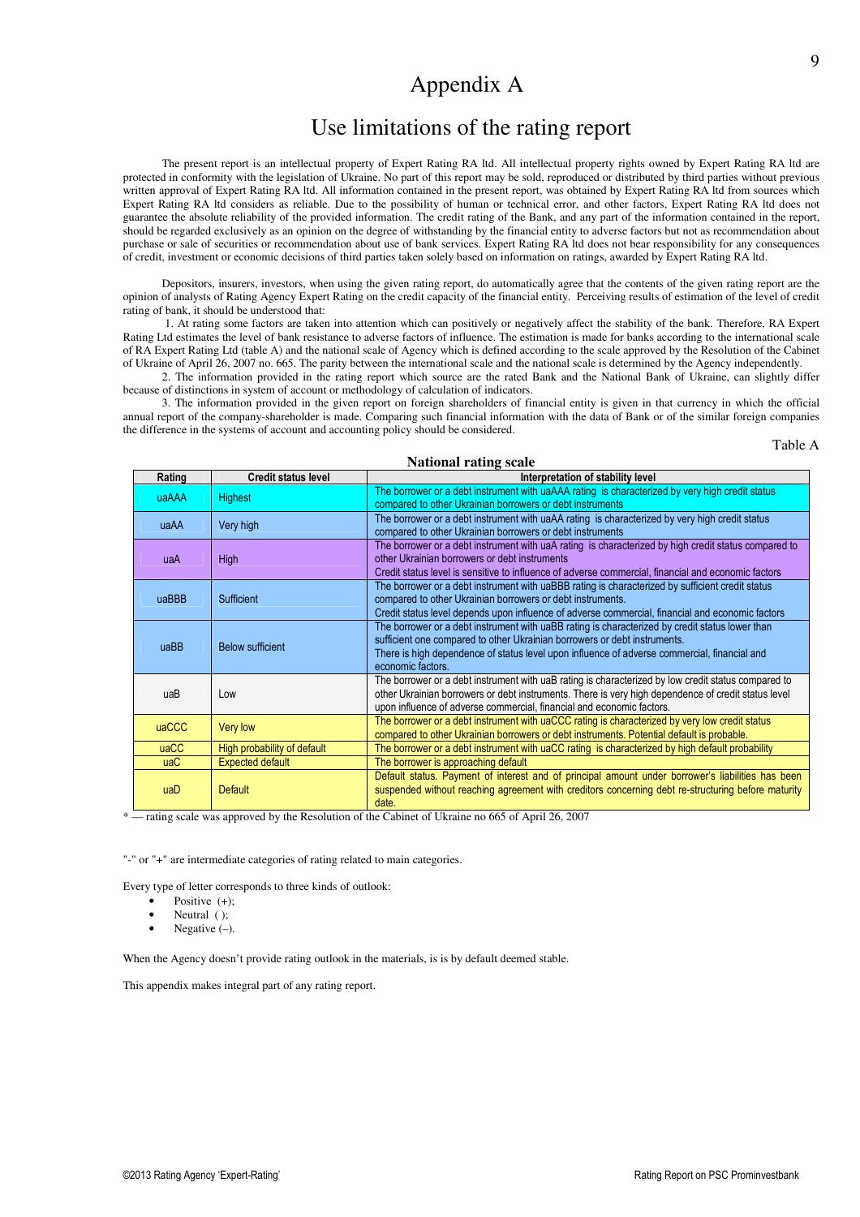// Appendix A

# Appendix A

## Use limitations of the rating report

The present report is an intellectual property of Expert Rating RA ltd. All intellectual property rights owned by Expert Rating RA ltd are protected in conformity with the legislation of Ukraine. No part of this report may be sold, reproduced or distributed by third parties without previous written approval of Expert Rating RA ltd. All information contained in the present report, was obtained by Expert Rating RA ltd from sources which Expert Rating RA ltd considers as reliable. Due to the possibility of human or technical error, and other factors, Expert Rating RA ltd does not guarantee the absolute reliability of the provided information. The credit rating of the Bank, and any part of the information contained in the report, should be regarded exclusively as an opinion on the degree of withstanding by the financial entity to adverse factors but not as recommendation about purchase or sale of securities or recommendation about use of bank services. Expert Rating RA ltd does not bear responsibility for any consequences of credit, investment or economic decisions of third parties taken solely based on information on ratings, awarded by Expert Rating RA ltd.

Depositors, insurers, investors, when using the given rating report, do automatically agree that the contents of the given rating report are the opinion of analysts of Rating Agency Expert Rating on the credit capacity of the financial entity. Perceiving results of estimation of the level of credit rating of bank, it should be understood that:

1. At rating some factors are taken into attention which can positively or negatively affect the stability of the bank. Therefore, RA Expert Rating Ltd estimates the level of bank resistance to adverse factors of influence. The estimation is made for banks according to the international scale of RA Expert Rating Ltd (table A) and the national scale of Agency which is defined according to the scale approved by the Resolution of the Cabinet of Ukraine of April 26, 2007 no. 665. The parity between the international scale and the national scale is determined by the Agency independently.
2. The information provided in the rating report which source are the rated Bank and the National Bank of Ukraine, can slightly differ because of distinctions in system of account or methodology of calculation of indicators.
3. The information provided in the given report on foreign shareholders of financial entity is given in that currency in which the official annual report of the company-shareholder is made. Comparing such financial information with the data of Bank or of the similar foreign companies the difference in the systems of account and accounting policy should be considered.

Table A

**National rating scale**

| Rating | Credit status level | Interpretation of stability level |
|---|---|---|
| uaAAA | Highest | The borrower or a debt instrument with uaAAA rating is characterized by very high credit status compared to other Ukrainian borrowers or debt instruments |
| uaAA | Very high | The borrower or a debt instrument with uaAA rating is characterized by very high credit status compared to other Ukrainian borrowers or debt instruments |
| uaA | High | The borrower or a debt instrument with uaA rating is characterized by high credit status compared to other Ukrainian borrowers or debt instruments<br>Credit status level is sensitive to influence of adverse commercial, financial and economic factors |
| uaBBB | Sufficient | The borrower or a debt instrument with uaBBB rating is characterized by sufficient credit status compared to other Ukrainian borrowers or debt instruments.<br>Credit status level depends upon influence of adverse commercial, financial and economic factors |
| uaBB | Below sufficient | The borrower or a debt instrument with uaBB rating is characterized by credit status lower than sufficient one compared to other Ukrainian borrowers or debt instruments.<br>There is high dependence of status level upon influence of adverse commercial, financial and economic factors. |
| uaB | Low | The borrower or a debt instrument with uaB rating is characterized by low credit status compared to other Ukrainian borrowers or debt instruments. There is very high dependence of credit status level upon influence of adverse commercial, financial and economic factors. |
| uaCCC | Very low | The borrower or a debt instrument with uaCCC rating is characterized by very low credit status compared to other Ukrainian borrowers or debt instruments. Potential default is probable. |
| uaCC | High probability of default | The borrower or a debt instrument with uaCC rating is characterized by high default probability |
| uaC | Expected default | The borrower is approaching default |
| uaD | Default | Default status. Payment of interest and of principal amount under borrower's liabilities has been suspended without reaching agreement with creditors concerning debt re-structuring before maturity date. |

* — rating scale was approved by the Resolution of the Cabinet of Ukraine no 665 of April 26, 2007

"-" or "+" are intermediate categories of rating related to main categories.

Every type of letter corresponds to three kinds of outlook:

- Positive (+);
- Neutral ( );
- Negative (–).

When the Agency doesn't provide rating outlook in the materials, is is by default deemed stable.

This appendix makes integral part of any rating report.